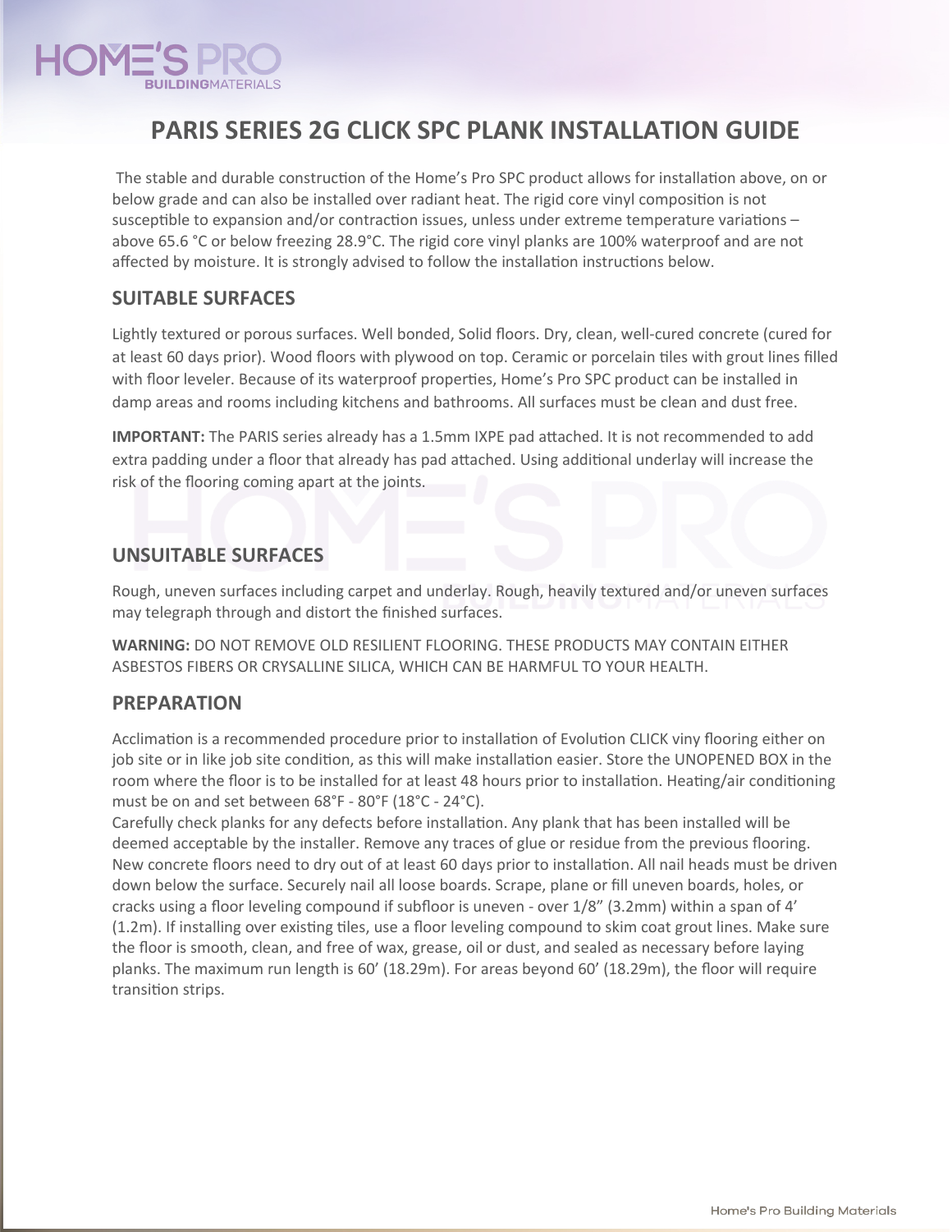# PARIS SERIES 2G CLICK SPC PLANK INSTALLATION GUIDE

The stable and durable construction of the Home's Pro SPC product allows for installation above, on or below grade and can also be installed over radiant heat. The rigid core vinyl composition is not susceptible to expansion and/or contraction issues, unless under extreme temperature variations – above 65.6 °C or below freezing 28.9°C. The rigid core vinyl planks are 100% waterproof and are not affected by moisture. It is strongly advised to follow the installation instructions below.

## SUITABLE SURFACES

Lightly textured or porous surfaces. Well bonded, Solid floors. Dry, clean, well-cured concrete (cured for at least 60 days prior). Wood floors with plywood on top. Ceramic or porcelain tiles with grout lines filled with floor leveler. Because of its waterproof properties, Home's Pro SPC product can be installed in damp areas and rooms including kitchens and bathrooms. All surfaces must be clean and dust free.

**IMPORTANT:** The PARIS series already has a 1.5mm IXPE pad attached. It is not recommended to add extra padding under a floor that already has pad attached. Using additional underlay will increase the risk of the flooring coming apart at the joints.

## UNSUITABLE SURFACES

Rough, uneven surfaces including carpet and underlay. Rough, heavily textured and/or uneven surfaces may telegraph through and distort the finished surfaces.

**WARNING:** DO NOT REMOVE OLD RESILIENT FLOORING. THESE PRODUCTS MAY CONTAIN EITHER ASBESTOS FIBERS OR CRYSALLINE SILICA, WHICH CAN BE HARMFUL TO YOUR HEALTH.

## PREPARATION

Acclimation is a recommended procedure prior to installation of Evolution CLICK viny flooring either on job site or in like job site condition, as this will make installation easier. Store the UNOPENED BOX in the room where the floor is to be installed for at least 48 hours prior to installation. Heating/air conditioning must be on and set between 68°F - 80°F (18°C - 24°C).

Carefully check planks for any defects before installation. Any plank that has been installed will be deemed acceptable by the installer. Remove any traces of glue or residue from the previous flooring. New concrete floors need to dry out of at least 60 days prior to installation. All nail heads must be driven down below the surface. Securely nail all loose boards. Scrape, plane or fill uneven boards, holes, or cracks using a floor leveling compound if subfloor is uneven - over 1/8" (3.2mm) within a span of 4' (1.2m). If installing over existing tiles, use a floor leveling compound to skim coat grout lines. Make sure the floor is smooth, clean, and free of wax, grease, oil or dust, and sealed as necessary before laying planks. The maximum run length is 60' (18.29m). For areas beyond 60' (18.29m), the floor will require transition strips.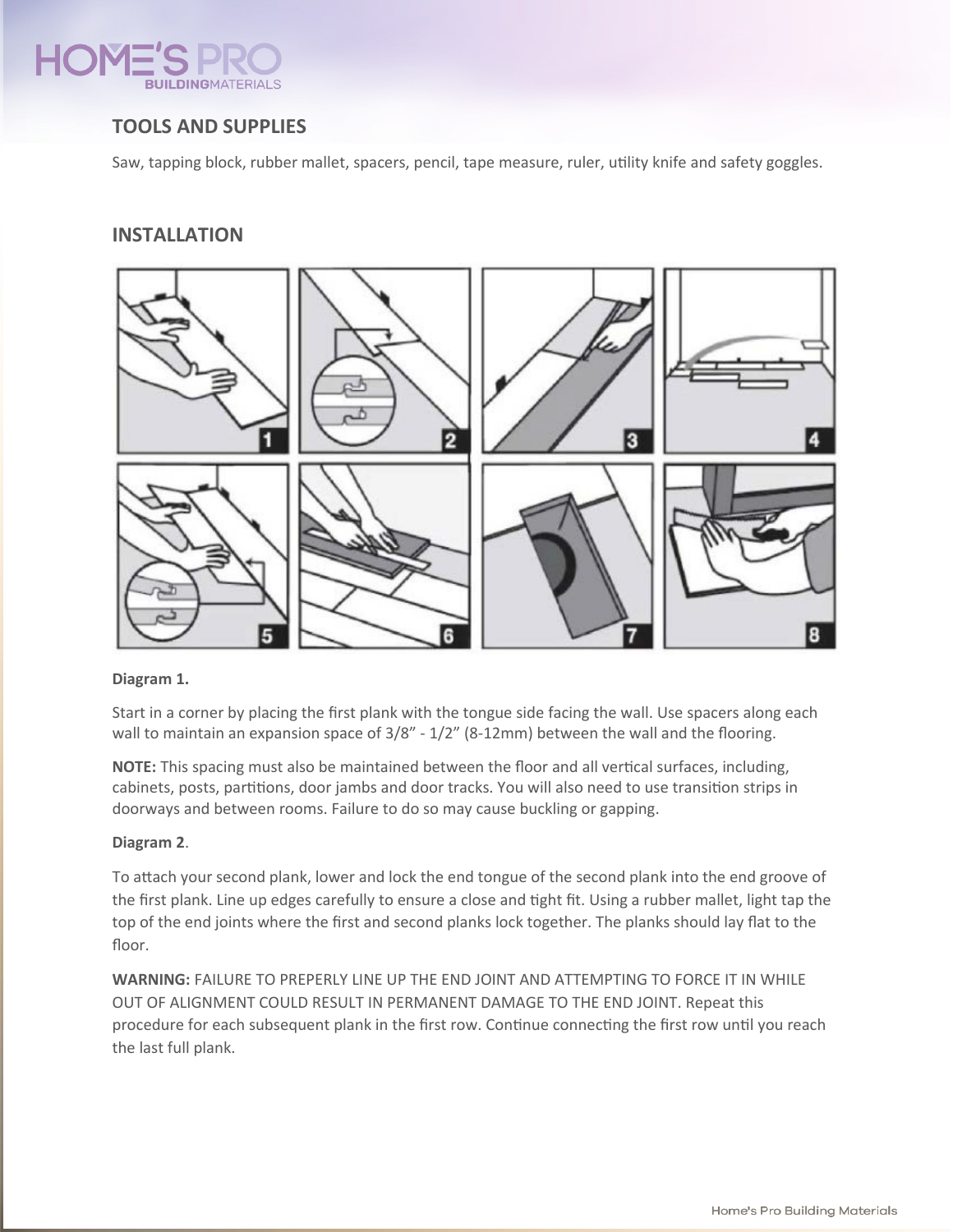## TOOLS AND SUPPLIES

Saw, tapping block, rubber mallet, spacers, pencil, tape measure, ruler, utility knife and safety goggles.

## INSTALLATION

**Diagram 1.**

Start in a corner by placing the first plank with the tongue side facing the wall. Use spacers along each wall to maintain an expansion space of 3/8" - 1/2" (8-12mm) between the wall and the flooring.

**NOTE:** This spacing must also be maintained between the floor and all vertical surfaces, including, cabinets, posts, partitions, door jambs and door tracks. You will also need to use transition strips in doorways and between rooms. Failure to do so may cause buckling or gapping.

**Diagram 2**.

To attach your second plank, lower and lock the end tongue of the second plank into the end groove of the first plank. Line up edges carefully to ensure a close and tight fit. Using a rubber mallet, light tap the top of the end joints where the first and second planks lock together. The planks should lay flat to the floor.

**WARNING:** FAILURE TO PREPERLY LINE UP THE END JOINT AND ATTEMPTING TO FORCE IT IN WHILE OUT OF ALIGNMENT COULD RESULT IN PERMANENT DAMAGE TO THE END JOINT. Repeat this procedure for each subsequent plank in the first row. Continue connecting the first row until you reach the last full plank.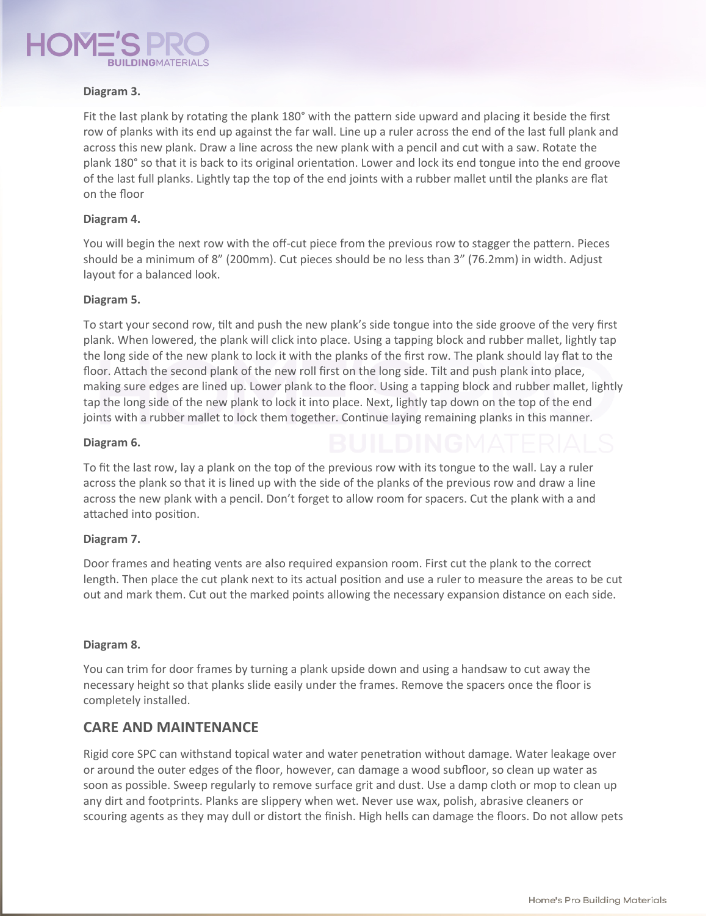**Diagram 3.**

Fit the last plank by rotating the plank 180° with the pattern side upward and placing it beside the first row of planks with its end up against the far wall. Line up a ruler across the end of the last full plank and across this new plank. Draw a line across the new plank with a pencil and cut with a saw. Rotate the plank 180° so that it is back to its original orientation. Lower and lock its end tongue into the end groove of the last full planks. Lightly tap the top of the end joints with a rubber mallet until the planks are flat on the floor

**Diagram 4.**

You will begin the next row with the off-cut piece from the previous row to stagger the pattern. Pieces should be a minimum of 8” (200mm). Cut pieces should be no less than 3” (76.2mm) in width. Adjust layout for a balanced look.

**Diagram 5.**

To start your second row, tilt and push the new plank’s side tongue into the side groove of the very first plank. When lowered, the plank will click into place. Using a tapping block and rubber mallet, lightly tap the long side of the new plank to lock it with the planks of the first row. The plank should lay flat to the floor. Attach the second plank of the new roll first on the long side. Tilt and push plank into place, making sure edges are lined up. Lower plank to the floor. Using a tapping block and rubber mallet, lightly tap the long side of the new plank to lock it into place. Next, lightly tap down on the top of the end joints with a rubber mallet to lock them together. Continue laying remaining planks in this manner.

**Diagram 6.**

To fit the last row, lay a plank on the top of the previous row with its tongue to the wall. Lay a ruler across the plank so that it is lined up with the side of the planks of the previous row and draw a line across the new plank with a pencil. Don’t forget to allow room for spacers. Cut the plank with a and attached into position.

**Diagram 7.**

Door frames and heating vents are also required expansion room. First cut the plank to the correct length. Then place the cut plank next to its actual position and use a ruler to measure the areas to be cut out and mark them. Cut out the marked points allowing the necessary expansion distance on each side.

**Diagram 8.**

You can trim for door frames by turning a plank upside down and using a handsaw to cut away the necessary height so that planks slide easily under the frames. Remove the spacers once the floor is completely installed.

## CARE AND MAINTENANCE

Rigid core SPC can withstand topical water and water penetration without damage. Water leakage over or around the outer edges of the floor, however, can damage a wood subfloor, so clean up water as soon as possible. Sweep regularly to remove surface grit and dust. Use a damp cloth or mop to clean up any dirt and footprints. Planks are slippery when wet. Never use wax, polish, abrasive cleaners or scouring agents as they may dull or distort the finish. High hells can damage the floors. Do not allow pets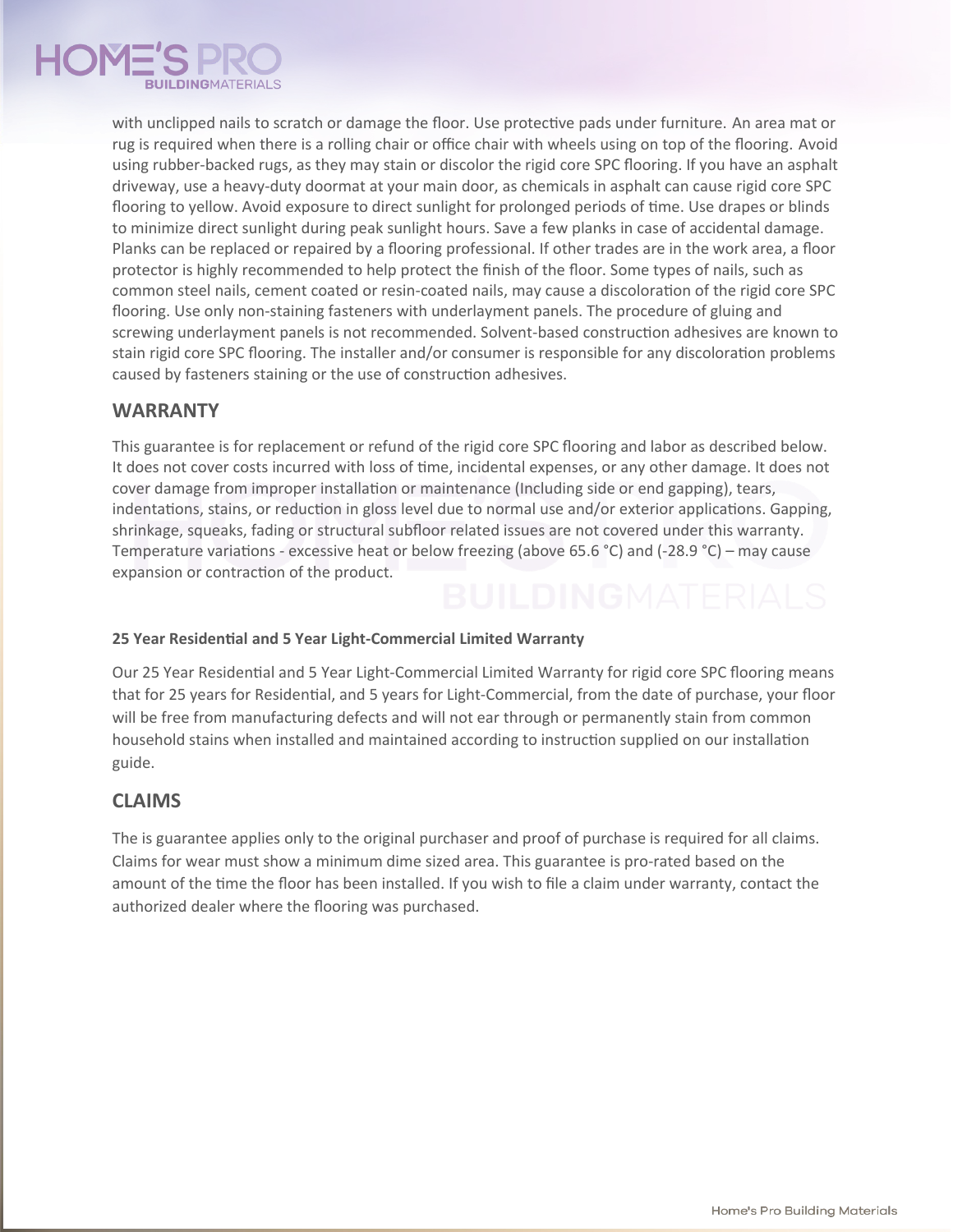with unclipped nails to scratch or damage the floor. Use protective pads under furniture. An area mat or rug is required when there is a rolling chair or office chair with wheels using on top of the flooring. Avoid using rubber-backed rugs, as they may stain or discolor the rigid core SPC flooring. If you have an asphalt driveway, use a heavy-duty doormat at your main door, as chemicals in asphalt can cause rigid core SPC flooring to yellow. Avoid exposure to direct sunlight for prolonged periods of time. Use drapes or blinds to minimize direct sunlight during peak sunlight hours. Save a few planks in case of accidental damage. Planks can be replaced or repaired by a flooring professional. If other trades are in the work area, a floor protector is highly recommended to help protect the finish of the floor. Some types of nails, such as common steel nails, cement coated or resin-coated nails, may cause a discoloration of the rigid core SPC flooring. Use only non-staining fasteners with underlayment panels. The procedure of gluing and screwing underlayment panels is not recommended. Solvent-based construction adhesives are known to stain rigid core SPC flooring. The installer and/or consumer is responsible for any discoloration problems caused by fasteners staining or the use of construction adhesives.

## WARRANTY

This guarantee is for replacement or refund of the rigid core SPC flooring and labor as described below. It does not cover costs incurred with loss of time, incidental expenses, or any other damage. It does not cover damage from improper installation or maintenance (Including side or end gapping), tears, indentations, stains, or reduction in gloss level due to normal use and/or exterior applications. Gapping, shrinkage, squeaks, fading or structural subfloor related issues are not covered under this warranty. Temperature variations - excessive heat or below freezing (above 65.6 °C) and (-28.9 °C) – may cause expansion or contraction of the product.

### 25 Year Residential and 5 Year Light-Commercial Limited Warranty

Our 25 Year Residential and 5 Year Light-Commercial Limited Warranty for rigid core SPC flooring means that for 25 years for Residential, and 5 years for Light-Commercial, from the date of purchase, your floor will be free from manufacturing defects and will not ear through or permanently stain from common household stains when installed and maintained according to instruction supplied on our installation guide.

## CLAIMS

The is guarantee applies only to the original purchaser and proof of purchase is required for all claims. Claims for wear must show a minimum dime sized area. This guarantee is pro-rated based on the amount of the time the floor has been installed. If you wish to file a claim under warranty, contact the authorized dealer where the flooring was purchased.